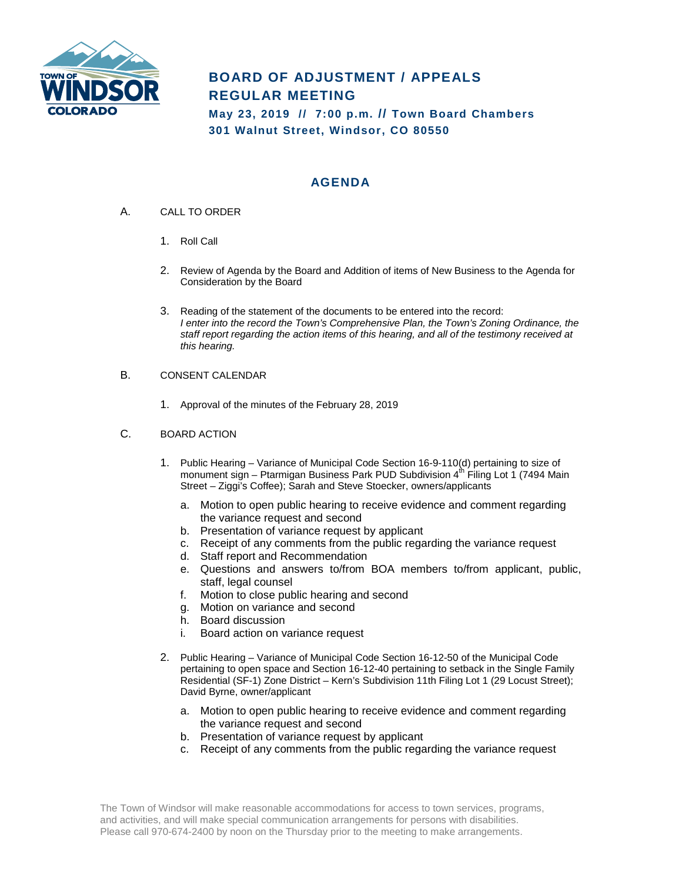# BOARD OF ADJUSTMENT / APPEALS REGULAR MEETING

**May 23, 2019 // 7:00 p.m. // Town Board Chambers**
**301 Walnut Street, Windsor, CO 80550**

## AGENDA

A. CALL TO ORDER

1. Roll Call
2. Review of Agenda by the Board and Addition of items of New Business to the Agenda for Consideration by the Board
3. Reading of the statement of the documents to be entered into the record:
   *I enter into the record the Town's Comprehensive Plan, the Town's Zoning Ordinance, the staff report regarding the action items of this hearing, and all of the testimony received at this hearing.*

B. CONSENT CALENDAR

1. Approval of the minutes of the February 28, 2019

C. BOARD ACTION

1. Public Hearing – Variance of Municipal Code Section 16-9-110(d) pertaining to size of monument sign – Ptarmigan Business Park PUD Subdivision 4th Filing Lot 1 (7494 Main Street – Ziggi's Coffee); Sarah and Steve Stoecker, owners/applicants
   a. Motion to open public hearing to receive evidence and comment regarding the variance request and second
   b. Presentation of variance request by applicant
   c. Receipt of any comments from the public regarding the variance request
   d. Staff report and Recommendation
   e. Questions and answers to/from BOA members to/from applicant, public, staff, legal counsel
   f. Motion to close public hearing and second
   g. Motion on variance and second
   h. Board discussion
   i. Board action on variance request

2. Public Hearing – Variance of Municipal Code Section 16-12-50 of the Municipal Code pertaining to open space and Section 16-12-40 pertaining to setback in the Single Family Residential (SF-1) Zone District – Kern's Subdivision 11th Filing Lot 1 (29 Locust Street); David Byrne, owner/applicant
   a. Motion to open public hearing to receive evidence and comment regarding the variance request and second
   b. Presentation of variance request by applicant
   c. Receipt of any comments from the public regarding the variance request

The Town of Windsor will make reasonable accommodations for access to town services, programs, and activities, and will make special communication arrangements for persons with disabilities. Please call 970-674-2400 by noon on the Thursday prior to the meeting to make arrangements.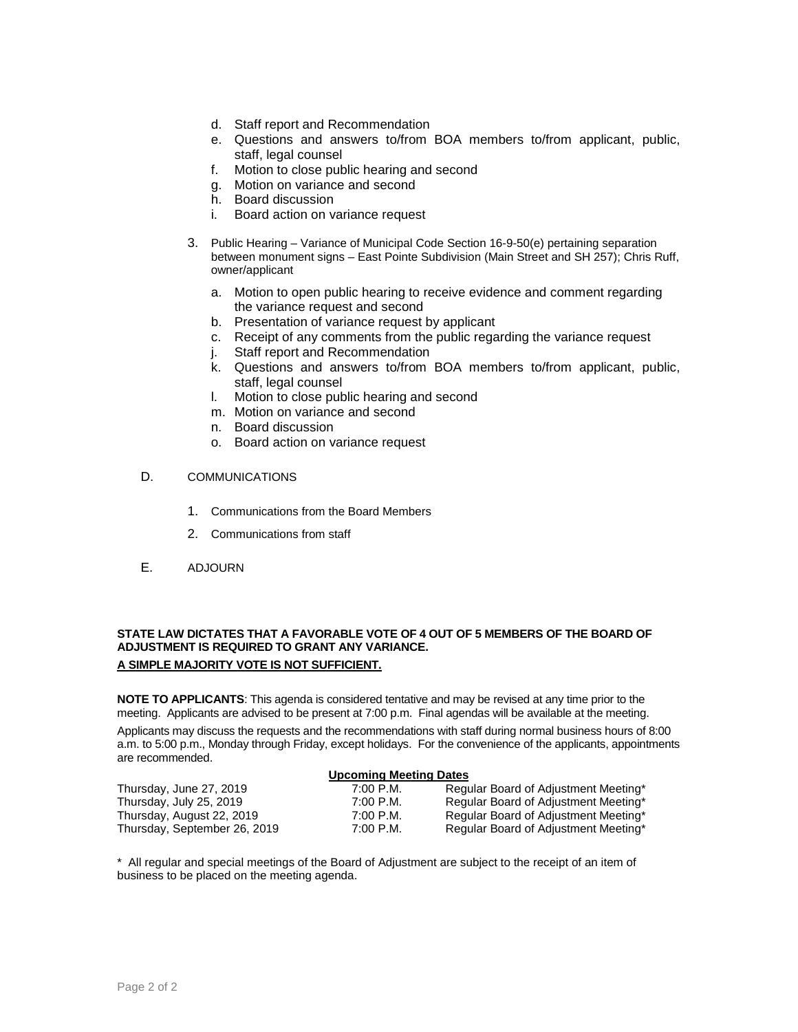d. Staff report and Recommendation
e. Questions and answers to/from BOA members to/from applicant, public, staff, legal counsel
f. Motion to close public hearing and second
g. Motion on variance and second
h. Board discussion
i. Board action on variance request

3. Public Hearing – Variance of Municipal Code Section 16-9-50(e) pertaining separation between monument signs – East Pointe Subdivision (Main Street and SH 257); Chris Ruff, owner/applicant

    a. Motion to open public hearing to receive evidence and comment regarding the variance request and second
    b. Presentation of variance request by applicant
    c. Receipt of any comments from the public regarding the variance request
    j. Staff report and Recommendation
    k. Questions and answers to/from BOA members to/from applicant, public, staff, legal counsel
    l. Motion to close public hearing and second
    m. Motion on variance and second
    n. Board discussion
    o. Board action on variance request

D. COMMUNICATIONS

1. Communications from the Board Members
2. Communications from staff

E. ADJOURN

**STATE LAW DICTATES THAT A FAVORABLE VOTE OF 4 OUT OF 5 MEMBERS OF THE BOARD OF ADJUSTMENT IS REQUIRED TO GRANT ANY VARIANCE.**

**A SIMPLE MAJORITY VOTE IS NOT SUFFICIENT.**

**NOTE TO APPLICANTS**: This agenda is considered tentative and may be revised at any time prior to the meeting. Applicants are advised to be present at 7:00 p.m. Final agendas will be available at the meeting.

Applicants may discuss the requests and the recommendations with staff during normal business hours of 8:00 a.m. to 5:00 p.m., Monday through Friday, except holidays. For the convenience of the applicants, appointments are recommended.

**Upcoming Meeting Dates**

| | | |
|---|---|---|
| Thursday, June 27, 2019 | 7:00 P.M. | Regular Board of Adjustment Meeting* |
| Thursday, July 25, 2019 | 7:00 P.M. | Regular Board of Adjustment Meeting* |
| Thursday, August 22, 2019 | 7:00 P.M. | Regular Board of Adjustment Meeting* |
| Thursday, September 26, 2019 | 7:00 P.M. | Regular Board of Adjustment Meeting* |

* All regular and special meetings of the Board of Adjustment are subject to the receipt of an item of business to be placed on the meeting agenda.